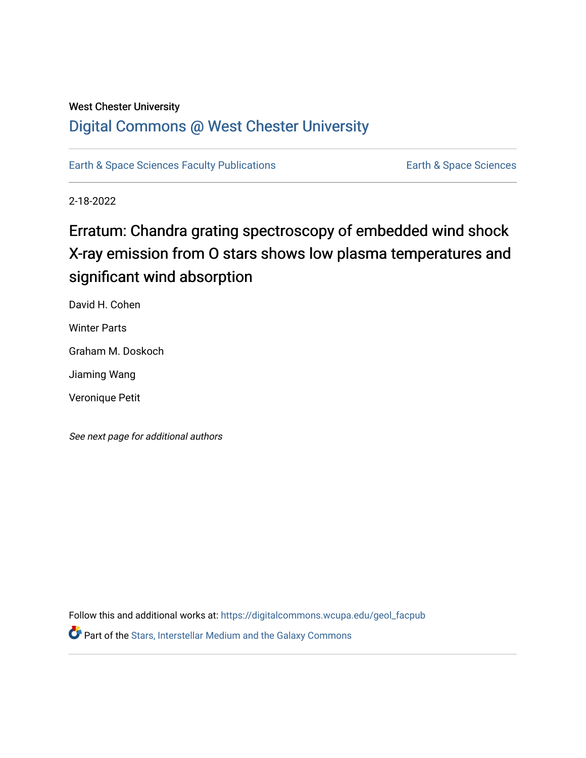West Chester University

# Digital Commons @ West Chester University

Earth & Space Sciences Faculty Publications

Earth & Space Sciences

2-18-2022

# Erratum: Chandra grating spectroscopy of embedded wind shock X-ray emission from O stars shows low plasma temperatures and significant wind absorption

David H. Cohen

Winter Parts

Graham M. Doskoch

Jiaming Wang

Veronique Petit

*See next page for additional authors*

Follow this and additional works at: https://digitalcommons.wcupa.edu/geol_facpub

Part of the Stars, Interstellar Medium and the Galaxy Commons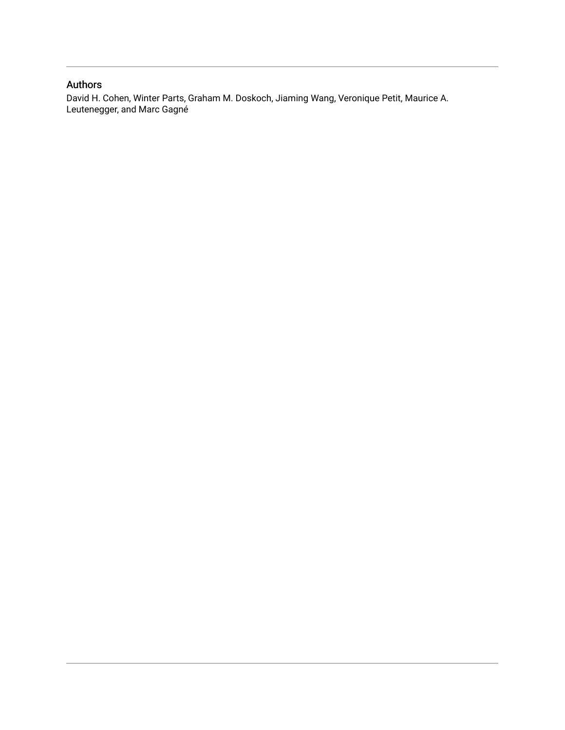## Authors

David H. Cohen, Winter Parts, Graham M. Doskoch, Jiaming Wang, Veronique Petit, Maurice A. Leutenegger, and Marc Gagné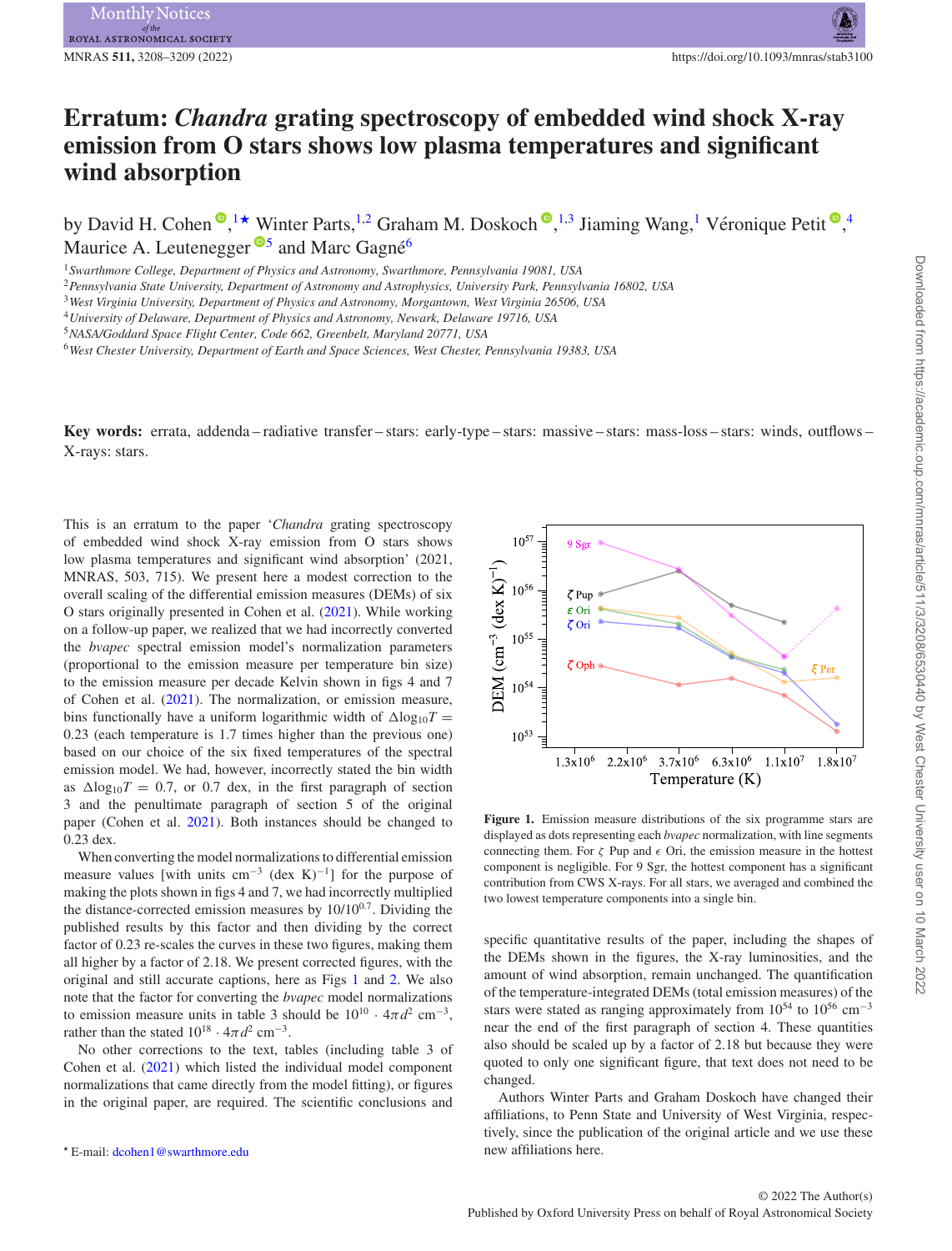# Erratum: *Chandra* grating spectroscopy of embedded wind shock X-ray emission from O stars shows low plasma temperatures and significant wind absorption

by David H. Cohen,[1★] Winter Parts,[1,2] Graham M. Doskoch,[1,3] Jiaming Wang,[1] Véronique Petit,[4] Maurice A. Leutenegger[5] and Marc Gagné[6]

[1] *Swarthmore College, Department of Physics and Astronomy, Swarthmore, Pennsylvania 19081, USA*
[2] *Pennsylvania State University, Department of Astronomy and Astrophysics, University Park, Pennsylvania 16802, USA*
[3] *West Virginia University, Department of Physics and Astronomy, Morgantown, West Virginia 26506, USA*
[4] *University of Delaware, Department of Physics and Astronomy, Newark, Delaware 19716, USA*
[5] *NASA/Goddard Space Flight Center, Code 662, Greenbelt, Maryland 20771, USA*
[6] *West Chester University, Department of Earth and Space Sciences, West Chester, Pennsylvania 19383, USA*

**Key words:** errata, addenda – radiative transfer – stars: early-type – stars: massive – stars: mass-loss – stars: winds, outflows – X-rays: stars.

This is an erratum to the paper '*Chandra* grating spectroscopy of embedded wind shock X-ray emission from O stars shows low plasma temperatures and significant wind absorption' (2021, MNRAS, 503, 715). We present here a modest correction to the overall scaling of the differential emission measures (DEMs) of six O stars originally presented in Cohen et al. (2021). While working on a follow-up paper, we realized that we had incorrectly converted the *bvapec* spectral emission model's normalization parameters (proportional to the emission measure per temperature bin size) to the emission measure per decade Kelvin shown in figs 4 and 7 of Cohen et al. (2021). The normalization, or emission measure, bins functionally have a uniform logarithmic width of $\Delta\log_{10}T = 0.23$ (each temperature is 1.7 times higher than the previous one) based on our choice of the six fixed temperatures of the spectral emission model. We had, however, incorrectly stated the bin width as $\Delta\log_{10}T = 0.7$, or 0.7 dex, in the first paragraph of section 3 and the penultimate paragraph of section 5 of the original paper (Cohen et al. 2021). Both instances should be changed to 0.23 dex.

When converting the model normalizations to differential emission measure values [with units $\mathrm{cm^{-3}}$ (dex K)$^{-1}$] for the purpose of making the plots shown in figs 4 and 7, we had incorrectly multiplied the distance-corrected emission measures by $10/10^{0.7}$. Dividing the published results by this factor and then dividing by the correct factor of 0.23 re-scales the curves in these two figures, making them all higher by a factor of 2.18. We present corrected figures, with the original and still accurate captions, here as Figs 1 and 2. We also note that the factor for converting the *bvapec* model normalizations to emission measure units in table 3 should be $10^{10} \cdot 4\pi d^2$ $\mathrm{cm^{-3}}$, rather than the stated $10^{18} \cdot 4\pi d^2$ $\mathrm{cm^{-3}}$.

No other corrections to the text, tables (including table 3 of Cohen et al. (2021) which listed the individual model component normalizations that came directly from the model fitting), or figures in the original paper, are required. The scientific conclusions and specific quantitative results of the paper, including the shapes of the DEMs shown in the figures, the X-ray luminosities, and the amount of wind absorption, remain unchanged. The quantification of the temperature-integrated DEMs (total emission measures) of the stars were stated as ranging approximately from $10^{54}$ to $10^{56}$ $\mathrm{cm^{-3}}$ near the end of the first paragraph of section 4. These quantities also should be scaled up by a factor of 2.18 but because they were quoted to only one significant figure, that text does not need to be changed.

Authors Winter Parts and Graham Doskoch have changed their affiliations, to Penn State and University of West Virginia, respectively, since the publication of the original article and we use these new affiliations here.

**Figure 1.** Emission measure distributions of the six programme stars are displayed as dots representing each *bvapec* normalization, with line segments connecting them. For $\zeta$ Pup and $\epsilon$ Ori, the emission measure in the hottest component is negligible. For 9 Sgr, the hottest component has a significant contribution from CWS X-rays. For all stars, we averaged and combined the two lowest temperature components into a single bin.

★ E-mail: dcohen1@swarthmore.edu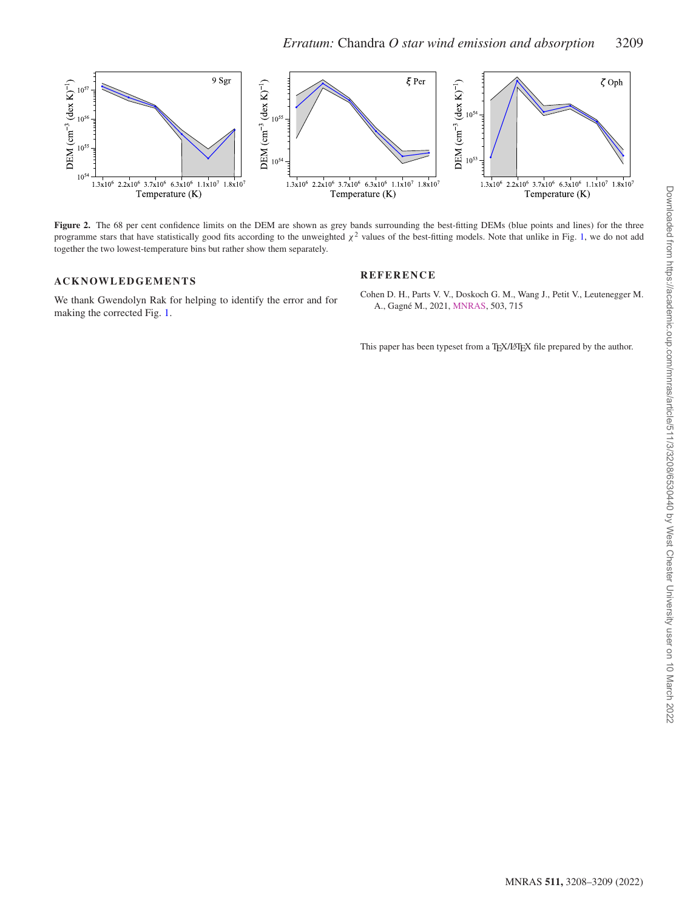9 Sgr

DEM ($cm^{-3}$ (dex K)$^{-1}$)

$10^{57}$

$10^{56}$

$10^{55}$

$10^{54}$

1.3x10$^6$ 2.2x10$^6$ 3.7x10$^6$ 6.3x10$^6$ 1.1x10$^7$ 1.8x10$^7$

Temperature (K)

$\xi$ Per

DEM ($cm^{-3}$ (dex K)$^{-1}$)

$10^{55}$

$10^{54}$

1.3x10$^6$ 2.2x10$^6$ 3.7x10$^6$ 6.3x10$^6$ 1.1x10$^7$ 1.8x10$^7$

Temperature (K)

$\zeta$ Oph

DEM ($cm^{-3}$ (dex K)$^{-1}$)

$10^{54}$

$10^{53}$

1.3x10$^6$ 2.2x10$^6$ 3.7x10$^6$ 6.3x10$^6$ 1.1x10$^7$ 1.8x10$^7$

Temperature (K)

**Figure 2.** The 68 per cent confidence limits on the DEM are shown as grey bands surrounding the best-fitting DEMs (blue points and lines) for the three programme stars that have statistically good fits according to the unweighted $\chi^2$ values of the best-fitting models. Note that unlike in Fig. 1, we do not add together the two lowest-temperature bins but rather show them separately.

## ACKNOWLEDGEMENTS

We thank Gwendolyn Rak for helping to identify the error and for making the corrected Fig. 1.

## REFERENCE

Cohen D. H., Parts V. V., Doskoch G. M., Wang J., Petit V., Leutenegger M. A., Gagné M., 2021, MNRAS, 503, 715

This paper has been typeset from a TEX/LATEX file prepared by the author.